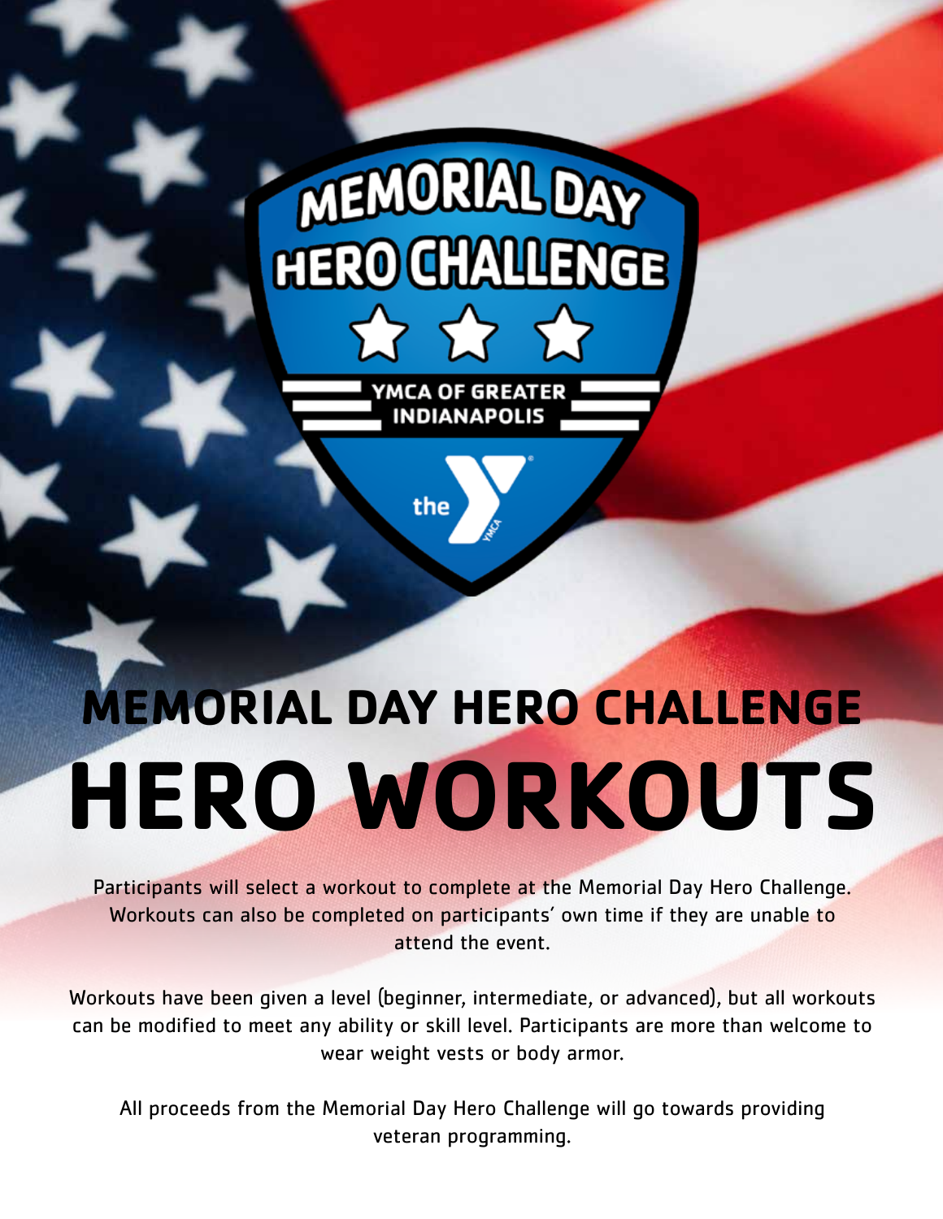MEMORIAL DAY HERO CHALLENGE

YMCA OF GREATER INDIANAPOLIS

## MEMORIAL DAY HERO CHALLENGE

# HERO WORKOUTS

Participants will select a workout to complete at the Memorial Day Hero Challenge. Workouts can also be completed on participants' own time if they are unable to attend the event.

Workouts have been given a level (beginner, intermediate, or advanced), but all workouts can be modified to meet any ability or skill level. Participants are more than welcome to wear weight vests or body armor.

All proceeds from the Memorial Day Hero Challenge will go towards providing veteran programming.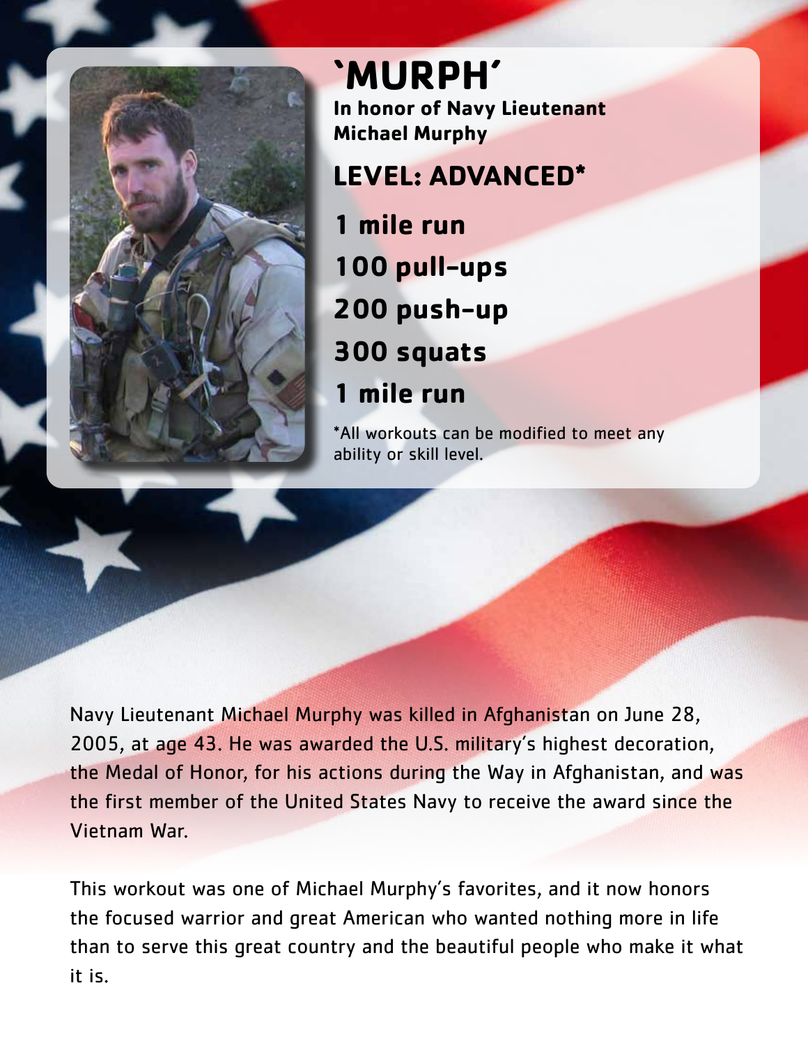# `MURPH'

**In honor of Navy Lieutenant Michael Murphy**

## LEVEL: ADVANCED*

**1 mile run**

**100 pull-ups**

**200 push-up**

**300 squats**

**1 mile run**

*All workouts can be modified to meet any ability or skill level.

Navy Lieutenant Michael Murphy was killed in Afghanistan on June 28, 2005, at age 43. He was awarded the U.S. military's highest decoration, the Medal of Honor, for his actions during the Way in Afghanistan, and was the first member of the United States Navy to receive the award since the Vietnam War.

This workout was one of Michael Murphy's favorites, and it now honors the focused warrior and great American who wanted nothing more in life than to serve this great country and the beautiful people who make it what it is.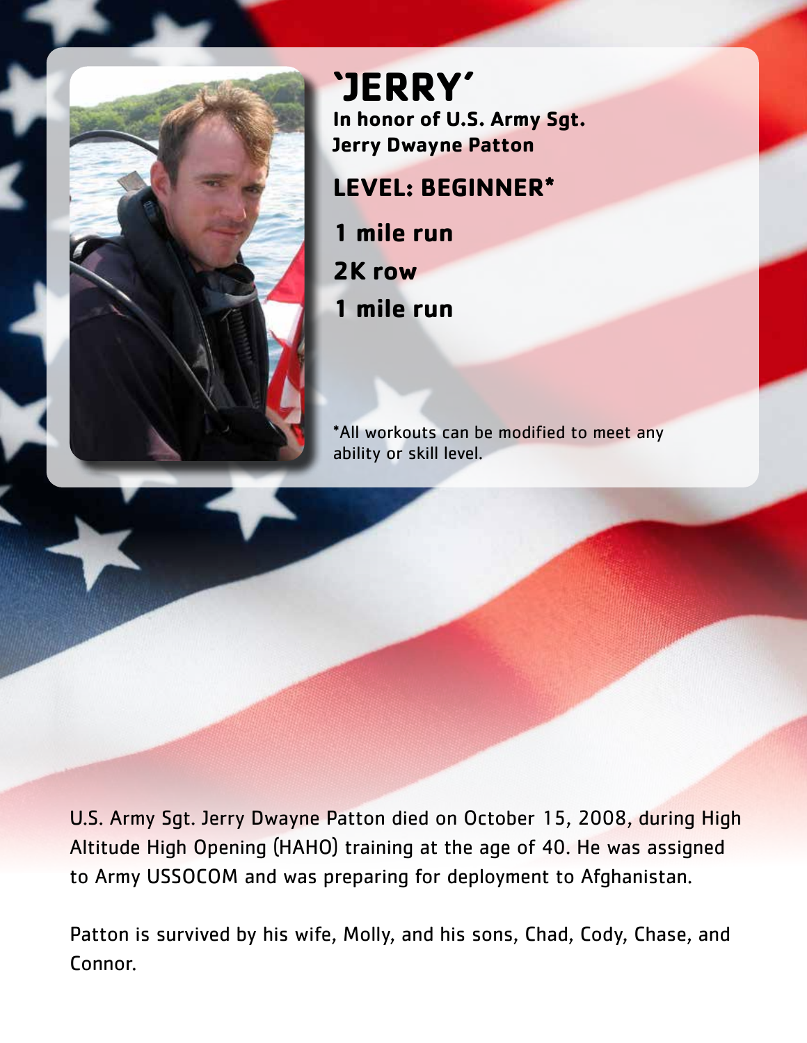# 'JERRY'

**In honor of U.S. Army Sgt. Jerry Dwayne Patton**

## LEVEL: BEGINNER*

**1 mile run**

**2K row**

**1 mile run**

*All workouts can be modified to meet any ability or skill level.

U.S. Army Sgt. Jerry Dwayne Patton died on October 15, 2008, during High Altitude High Opening (HAHO) training at the age of 40. He was assigned to Army USSOCOM and was preparing for deployment to Afghanistan.

Patton is survived by his wife, Molly, and his sons, Chad, Cody, Chase, and Connor.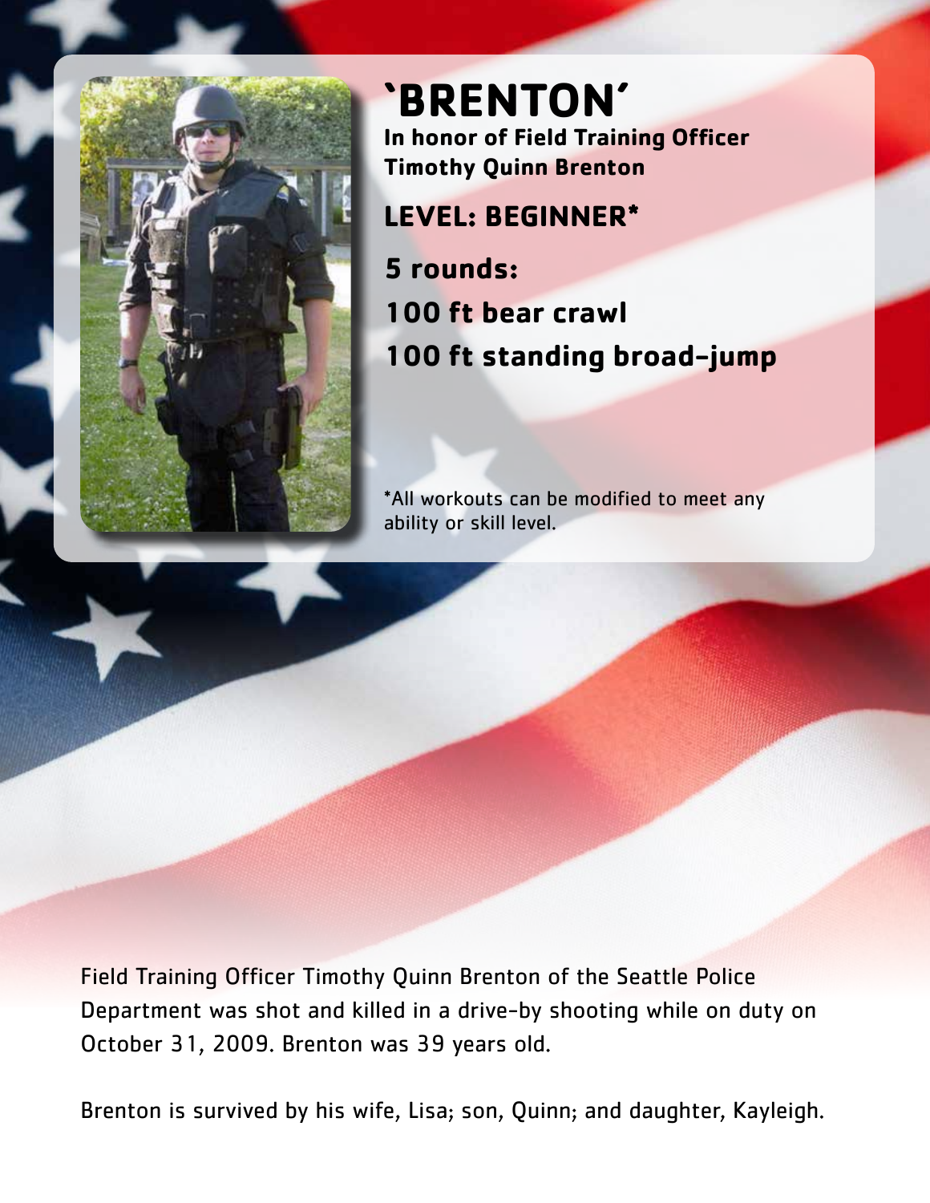# 'BRENTON'

**In honor of Field Training Officer Timothy Quinn Brenton**

## LEVEL: BEGINNER*

**5 rounds:**

**100 ft bear crawl**

**100 ft standing broad-jump**

*All workouts can be modified to meet any ability or skill level.

Field Training Officer Timothy Quinn Brenton of the Seattle Police Department was shot and killed in a drive-by shooting while on duty on October 31, 2009. Brenton was 39 years old.

Brenton is survived by his wife, Lisa; son, Quinn; and daughter, Kayleigh.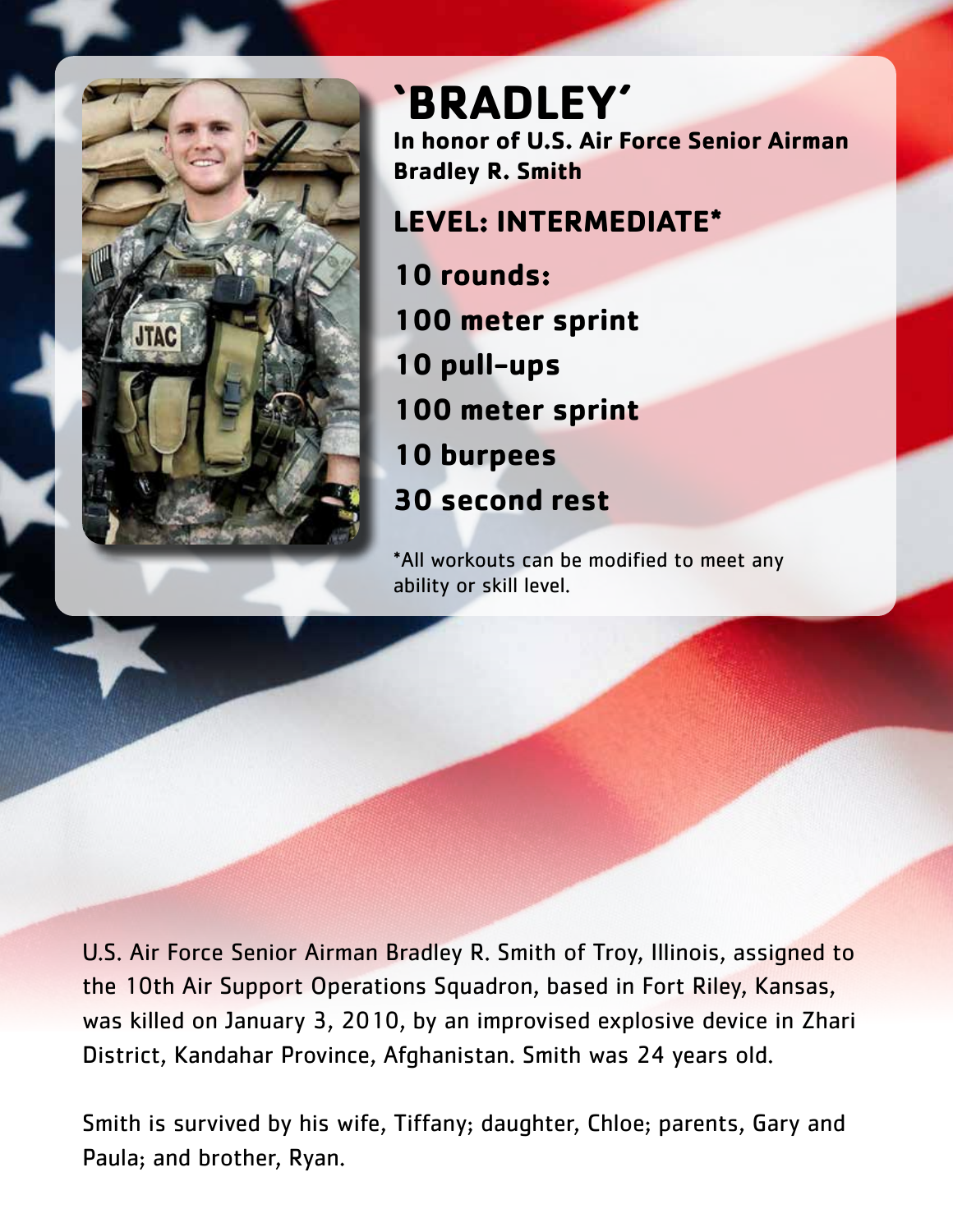# `BRADLEY'

**In honor of U.S. Air Force Senior Airman Bradley R. Smith**

## LEVEL: INTERMEDIATE*

**10 rounds:**

**100 meter sprint**

**10 pull-ups**

**100 meter sprint**

**10 burpees**

**30 second rest**

*All workouts can be modified to meet any ability or skill level.

U.S. Air Force Senior Airman Bradley R. Smith of Troy, Illinois, assigned to the 10th Air Support Operations Squadron, based in Fort Riley, Kansas, was killed on January 3, 2010, by an improvised explosive device in Zhari District, Kandahar Province, Afghanistan. Smith was 24 years old.

Smith is survived by his wife, Tiffany; daughter, Chloe; parents, Gary and Paula; and brother, Ryan.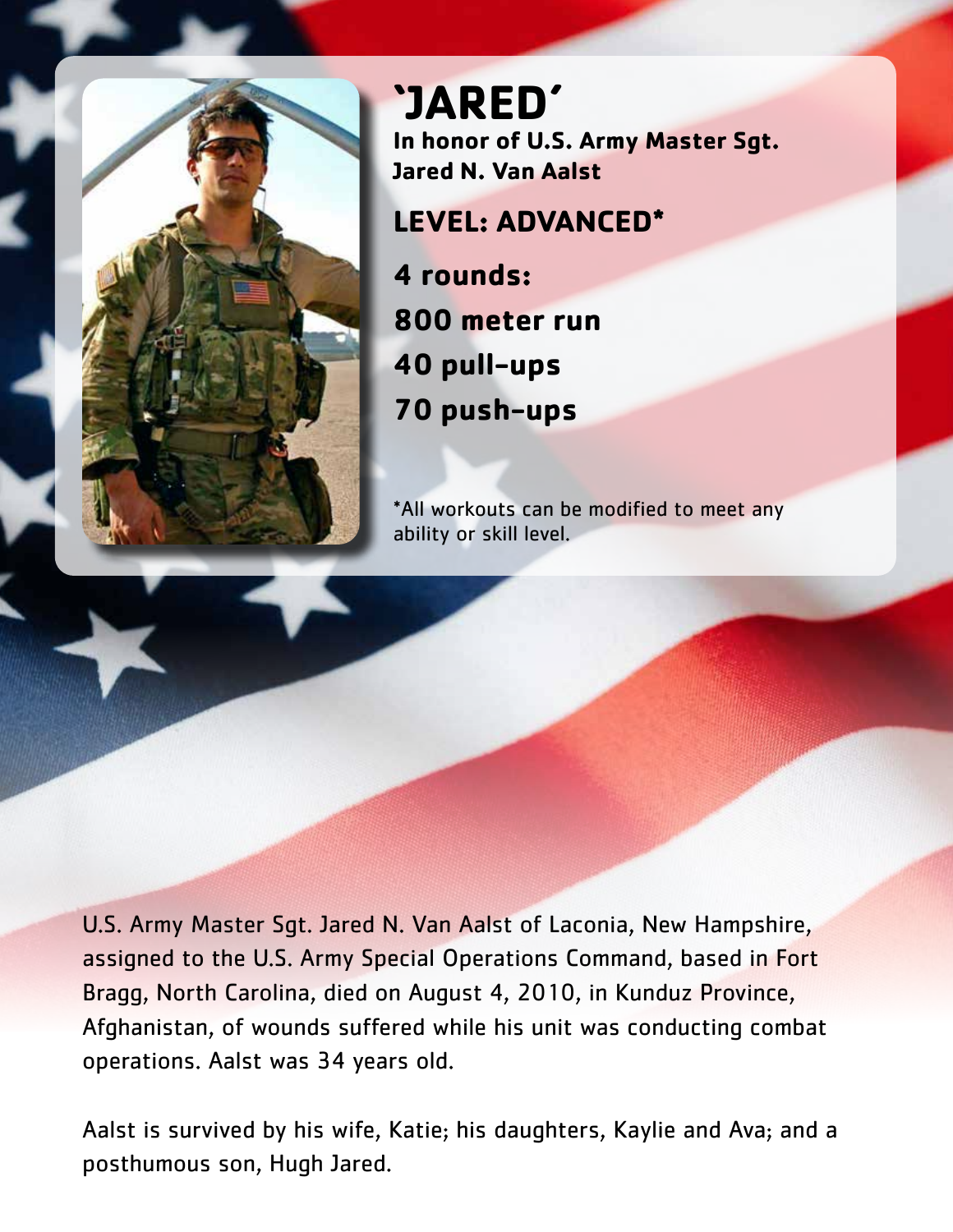# 'JARED'

**In honor of U.S. Army Master Sgt. Jared N. Van Aalst**

## LEVEL: ADVANCED*

**4 rounds:**

**800 meter run**

**40 pull-ups**

**70 push-ups**

*All workouts can be modified to meet any ability or skill level.

U.S. Army Master Sgt. Jared N. Van Aalst of Laconia, New Hampshire, assigned to the U.S. Army Special Operations Command, based in Fort Bragg, North Carolina, died on August 4, 2010, in Kunduz Province, Afghanistan, of wounds suffered while his unit was conducting combat operations. Aalst was 34 years old.

Aalst is survived by his wife, Katie; his daughters, Kaylie and Ava; and a posthumous son, Hugh Jared.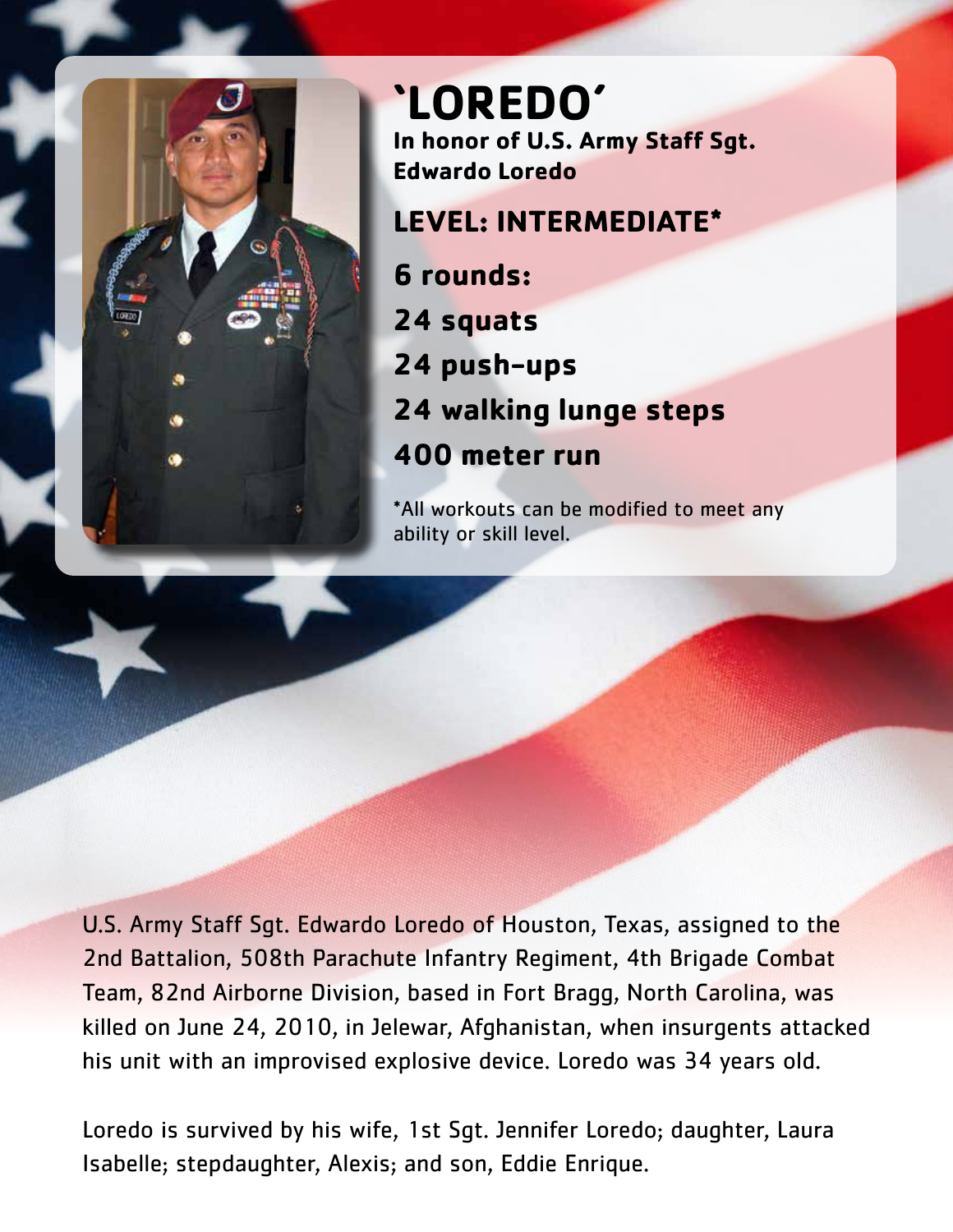# 'LOREDO'

**In honor of U.S. Army Staff Sgt. Edwardo Loredo**

## LEVEL: INTERMEDIATE*

**6 rounds:**

**24 squats**

**24 push-ups**

**24 walking lunge steps**

**400 meter run**

*All workouts can be modified to meet any ability or skill level.

U.S. Army Staff Sgt. Edwardo Loredo of Houston, Texas, assigned to the 2nd Battalion, 508th Parachute Infantry Regiment, 4th Brigade Combat Team, 82nd Airborne Division, based in Fort Bragg, North Carolina, was killed on June 24, 2010, in Jelewar, Afghanistan, when insurgents attacked his unit with an improvised explosive device. Loredo was 34 years old.

Loredo is survived by his wife, 1st Sgt. Jennifer Loredo; daughter, Laura Isabelle; stepdaughter, Alexis; and son, Eddie Enrique.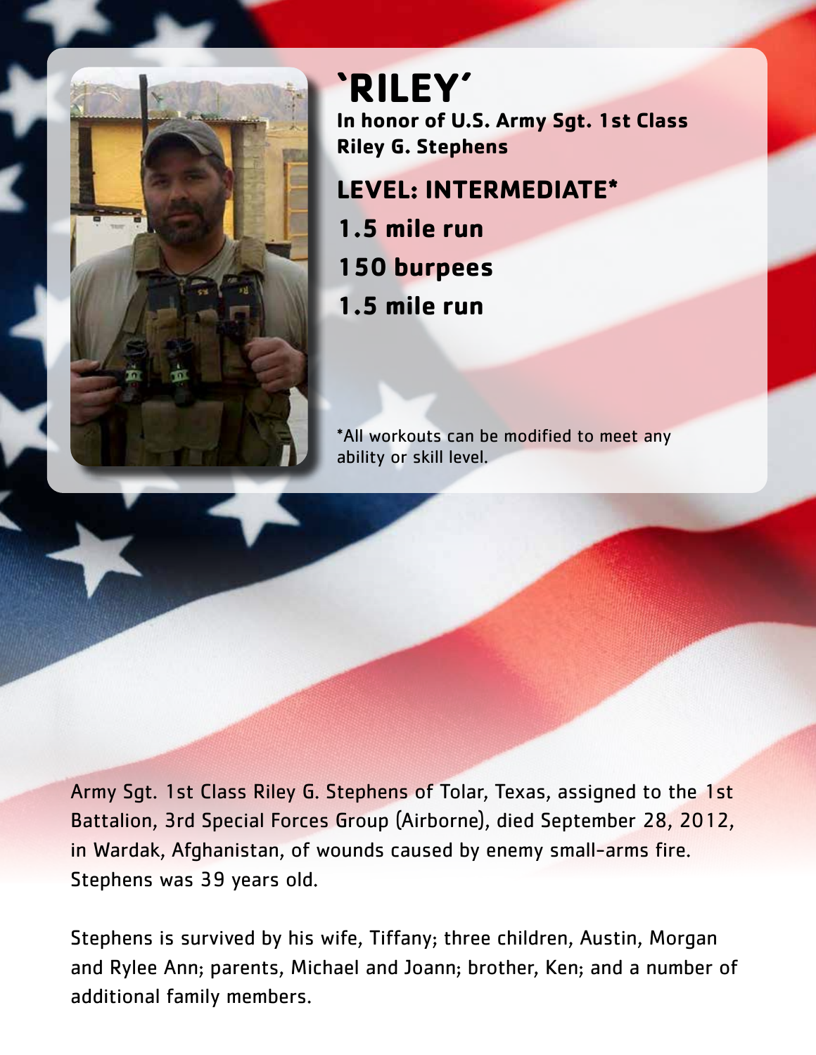# ‘RILEY’

**In honor of U.S. Army Sgt. 1st Class Riley G. Stephens**

## LEVEL: INTERMEDIATE*

**1.5 mile run**

**150 burpees**

**1.5 mile run**

*All workouts can be modified to meet any ability or skill level.

Army Sgt. 1st Class Riley G. Stephens of Tolar, Texas, assigned to the 1st Battalion, 3rd Special Forces Group (Airborne), died September 28, 2012, in Wardak, Afghanistan, of wounds caused by enemy small-arms fire. Stephens was 39 years old.

Stephens is survived by his wife, Tiffany; three children, Austin, Morgan and Rylee Ann; parents, Michael and Joann; brother, Ken; and a number of additional family members.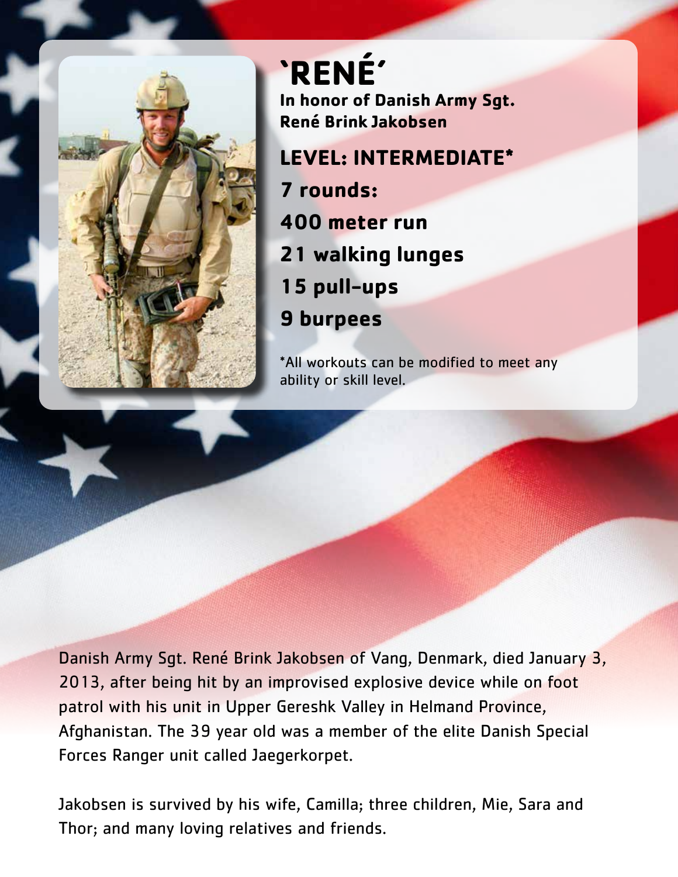# 'RENÉ'

**In honor of Danish Army Sgt. René Brink Jakobsen**

## LEVEL: INTERMEDIATE*

**7 rounds:**

**400 meter run**

**21 walking lunges**

**15 pull-ups**

**9 burpees**

*All workouts can be modified to meet any ability or skill level.

Danish Army Sgt. René Brink Jakobsen of Vang, Denmark, died January 3, 2013, after being hit by an improvised explosive device while on foot patrol with his unit in Upper Gereshk Valley in Helmand Province, Afghanistan. The 39 year old was a member of the elite Danish Special Forces Ranger unit called Jaegerkorpet.

Jakobsen is survived by his wife, Camilla; three children, Mie, Sara and Thor; and many loving relatives and friends.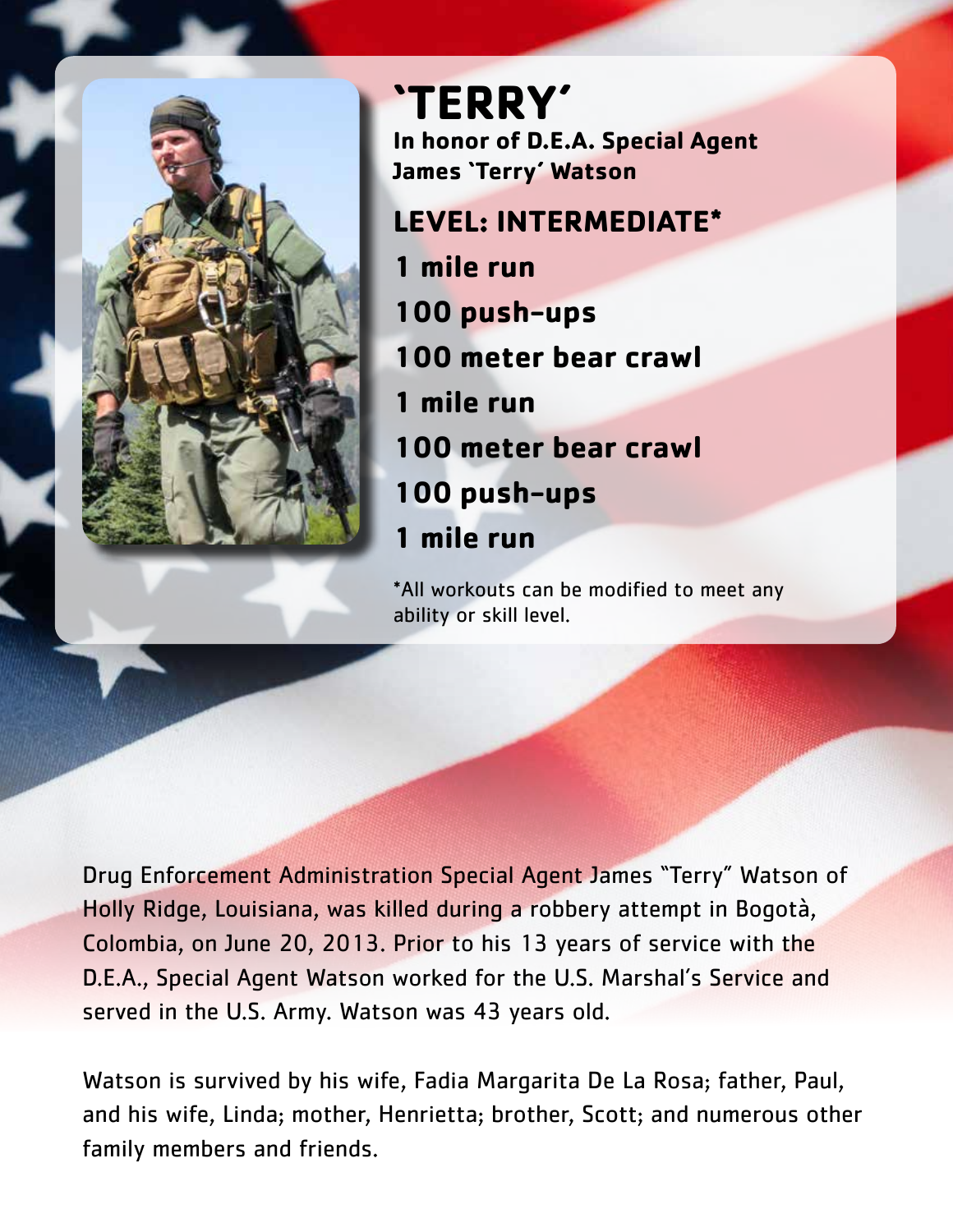# `TERRY'

**In honor of D.E.A. Special Agent James `Terry' Watson**

## LEVEL: INTERMEDIATE*

**1 mile run**

**100 push-ups**

**100 meter bear crawl**

**1 mile run**

**100 meter bear crawl**

**100 push-ups**

**1 mile run**

*All workouts can be modified to meet any ability or skill level.

Drug Enforcement Administration Special Agent James "Terry" Watson of Holly Ridge, Louisiana, was killed during a robbery attempt in Bogotà, Colombia, on June 20, 2013. Prior to his 13 years of service with the D.E.A., Special Agent Watson worked for the U.S. Marshal's Service and served in the U.S. Army. Watson was 43 years old.

Watson is survived by his wife, Fadia Margarita De La Rosa; father, Paul, and his wife, Linda; mother, Henrietta; brother, Scott; and numerous other family members and friends.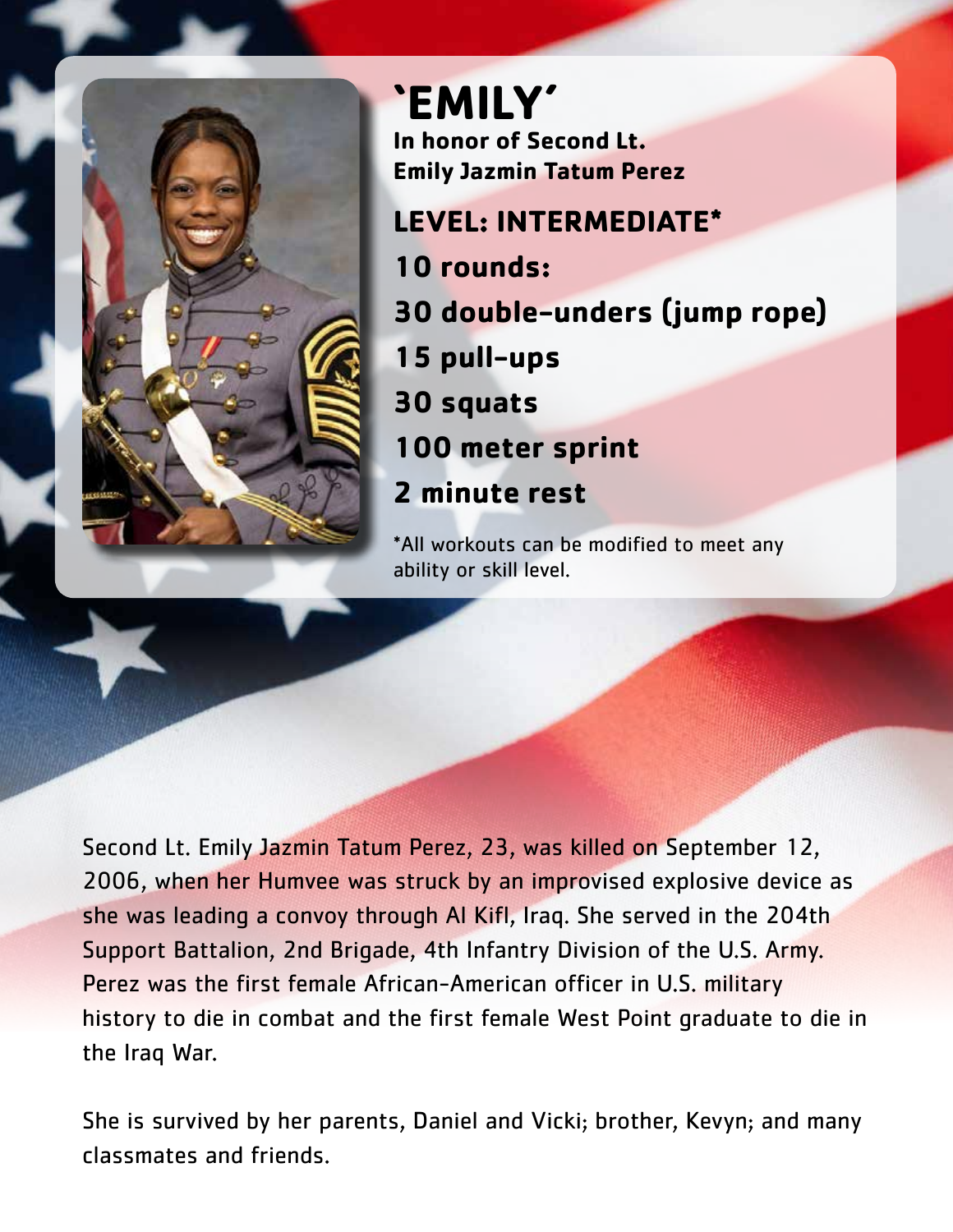# 'EMILY'

**In honor of Second Lt. Emily Jazmin Tatum Perez**

## LEVEL: INTERMEDIATE*

**10 rounds:**

**30 double-unders (jump rope)**

**15 pull-ups**

**30 squats**

**100 meter sprint**

**2 minute rest**

*All workouts can be modified to meet any ability or skill level.

Second Lt. Emily Jazmin Tatum Perez, 23, was killed on September 12, 2006, when her Humvee was struck by an improvised explosive device as she was leading a convoy through Al Kifl, Iraq. She served in the 204th Support Battalion, 2nd Brigade, 4th Infantry Division of the U.S. Army. Perez was the first female African-American officer in U.S. military history to die in combat and the first female West Point graduate to die in the Iraq War.

She is survived by her parents, Daniel and Vicki; brother, Kevyn; and many classmates and friends.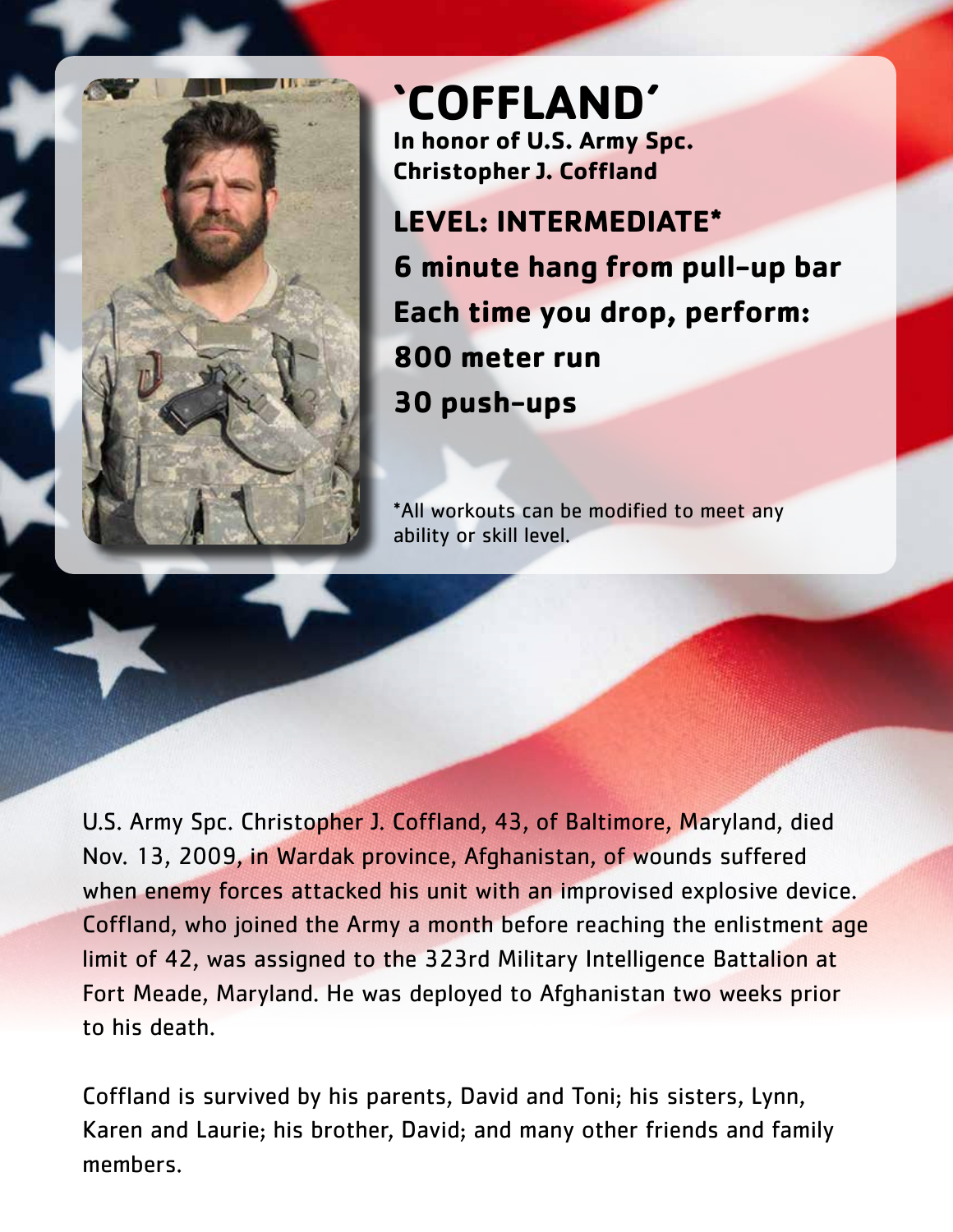# 'COFFLAND'

**In honor of U.S. Army Spc. Christopher J. Coffland**

**LEVEL: INTERMEDIATE***

**6 minute hang from pull-up bar**

**Each time you drop, perform:**

**800 meter run**

**30 push-ups**

*All workouts can be modified to meet any ability or skill level.

U.S. Army Spc. Christopher J. Coffland, 43, of Baltimore, Maryland, died Nov. 13, 2009, in Wardak province, Afghanistan, of wounds suffered when enemy forces attacked his unit with an improvised explosive device. Coffland, who joined the Army a month before reaching the enlistment age limit of 42, was assigned to the 323rd Military Intelligence Battalion at Fort Meade, Maryland. He was deployed to Afghanistan two weeks prior to his death.

Coffland is survived by his parents, David and Toni; his sisters, Lynn, Karen and Laurie; his brother, David; and many other friends and family members.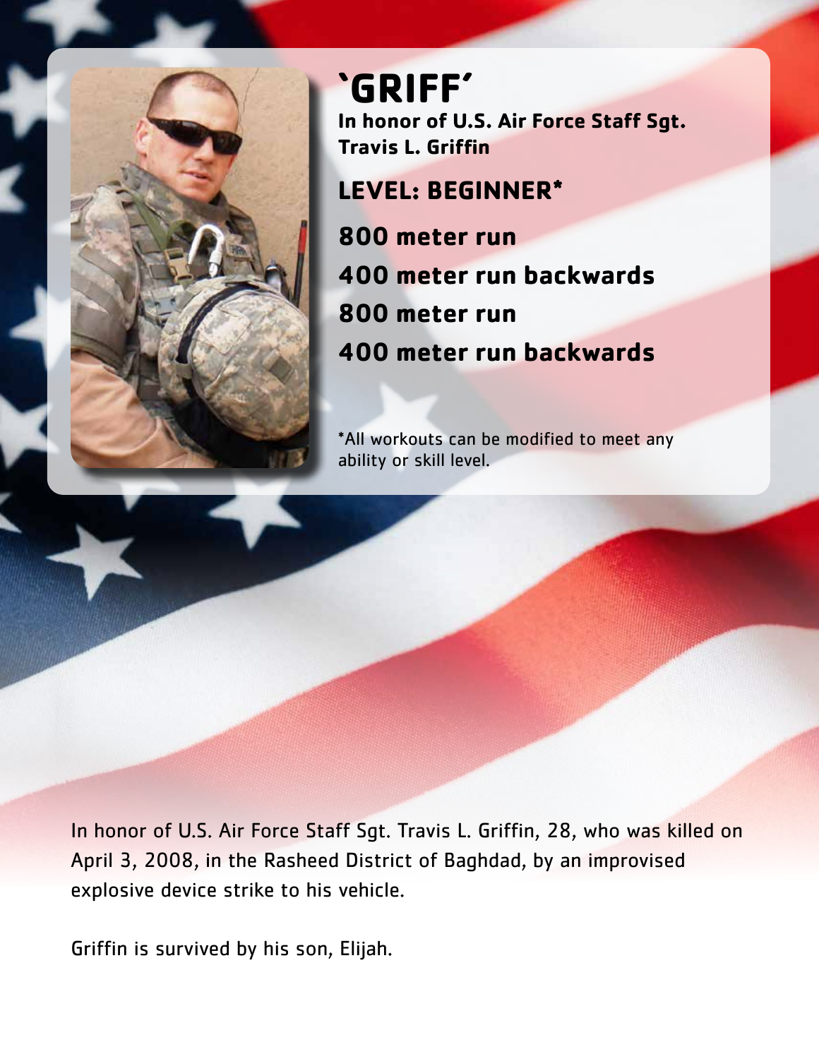# 'GRIFF'

**In honor of U.S. Air Force Staff Sgt. Travis L. Griffin**

## LEVEL: BEGINNER*

**800 meter run**

**400 meter run backwards**

**800 meter run**

**400 meter run backwards**

*All workouts can be modified to meet any ability or skill level.

In honor of U.S. Air Force Staff Sgt. Travis L. Griffin, 28, who was killed on April 3, 2008, in the Rasheed District of Baghdad, by an improvised explosive device strike to his vehicle.

Griffin is survived by his son, Elijah.